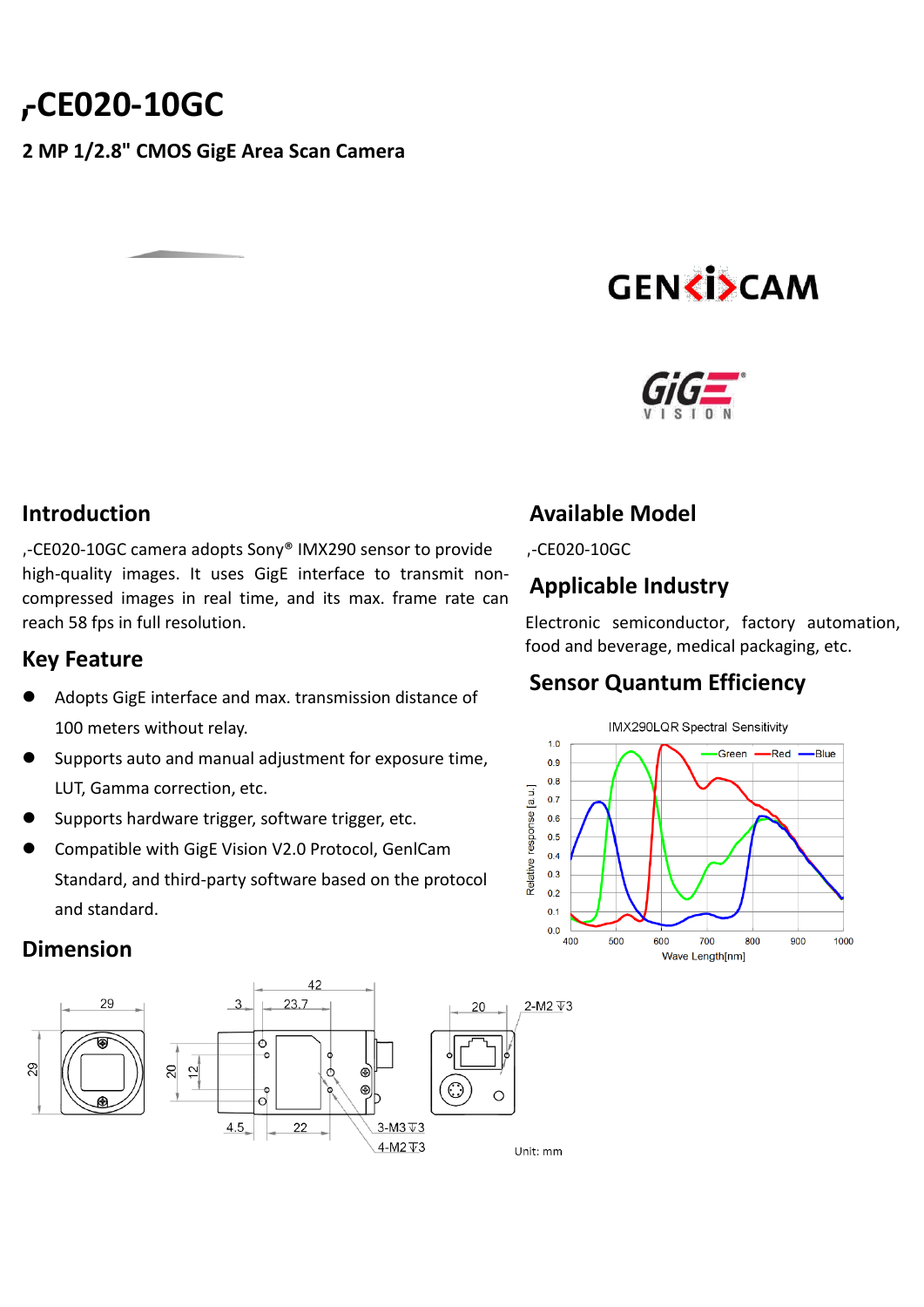# ,-CE020-10GC

**2 MP 1/2.8" CMOS GigE Area Scan Camera**

## Introduction

,-CE020-10GC camera adopts Sony® IMX290 sensor to provide high-quality images. It uses GigE interface to transmit non-compressed images in real time, and its max. frame rate can reach 58 fps in full resolution.

## Key Feature

- Adopts GigE interface and max. transmission distance of 100 meters without relay.
- Supports auto and manual adjustment for exposure time, LUT, Gamma correction, etc.
- Supports hardware trigger, software trigger, etc.
- Compatible with GigE Vision V2.0 Protocol, GenICam Standard, and third-party software based on the protocol and standard.

## Available Model

,-CE020-10GC

## Applicable Industry

Electronic semiconductor, factory automation, food and beverage, medical packaging, etc.

## Sensor Quantum Efficiency

## Dimension

Unit: mm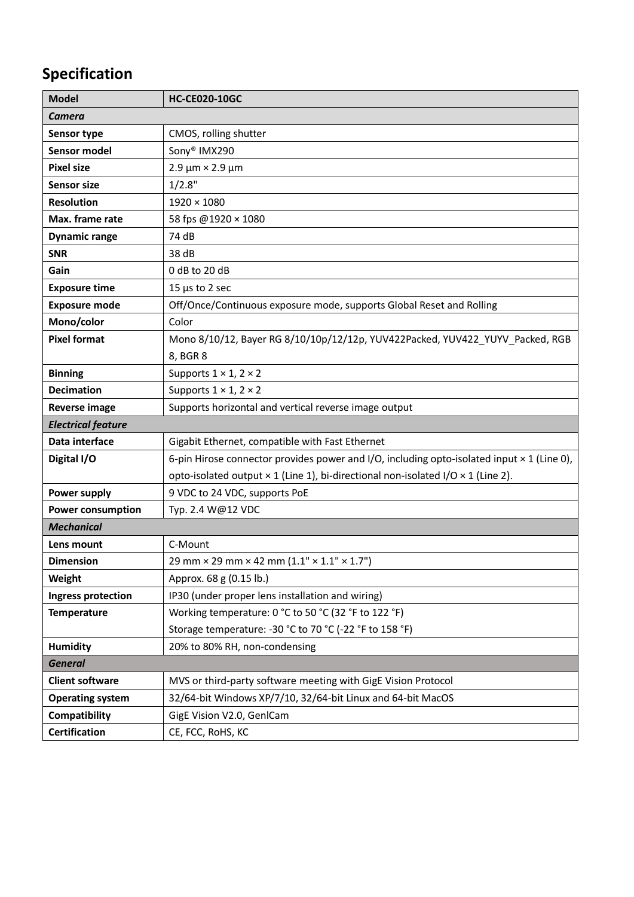## Specification

| Model | HC-CE020-10GC |
|---|---|
| ***Camera*** | |
| **Sensor type** | CMOS, rolling shutter |
| **Sensor model** | Sony® IMX290 |
| **Pixel size** | 2.9 µm × 2.9 µm |
| **Sensor size** | 1/2.8" |
| **Resolution** | 1920 × 1080 |
| **Max. frame rate** | 58 fps @1920 × 1080 |
| **Dynamic range** | 74 dB |
| **SNR** | 38 dB |
| **Gain** | 0 dB to 20 dB |
| **Exposure time** | 15 µs to 2 sec |
| **Exposure mode** | Off/Once/Continuous exposure mode, supports Global Reset and Rolling |
| **Mono/color** | Color |
| **Pixel format** | Mono 8/10/12, Bayer RG 8/10/10p/12/12p, YUV422Packed, YUV422_YUYV_Packed, RGB 8, BGR 8 |
| **Binning** | Supports 1 × 1, 2 × 2 |
| **Decimation** | Supports 1 × 1, 2 × 2 |
| **Reverse image** | Supports horizontal and vertical reverse image output |
| ***Electrical feature*** | |
| **Data interface** | Gigabit Ethernet, compatible with Fast Ethernet |
| **Digital I/O** | 6-pin Hirose connector provides power and I/O, including opto-isolated input × 1 (Line 0), opto-isolated output × 1 (Line 1), bi-directional non-isolated I/O × 1 (Line 2). |
| **Power supply** | 9 VDC to 24 VDC, supports PoE |
| **Power consumption** | Typ. 2.4 W@12 VDC |
| ***Mechanical*** | |
| **Lens mount** | C-Mount |
| **Dimension** | 29 mm × 29 mm × 42 mm (1.1" × 1.1" × 1.7") |
| **Weight** | Approx. 68 g (0.15 lb.) |
| **Ingress protection** | IP30 (under proper lens installation and wiring) |
| **Temperature** | Working temperature: 0 °C to 50 °C (32 °F to 122 °F)<br>Storage temperature: -30 °C to 70 °C (-22 °F to 158 °F) |
| **Humidity** | 20% to 80% RH, non-condensing |
| ***General*** | |
| **Client software** | MVS or third-party software meeting with GigE Vision Protocol |
| **Operating system** | 32/64-bit Windows XP/7/10, 32/64-bit Linux and 64-bit MacOS |
| **Compatibility** | GigE Vision V2.0, GenlCam |
| **Certification** | CE, FCC, RoHS, KC |